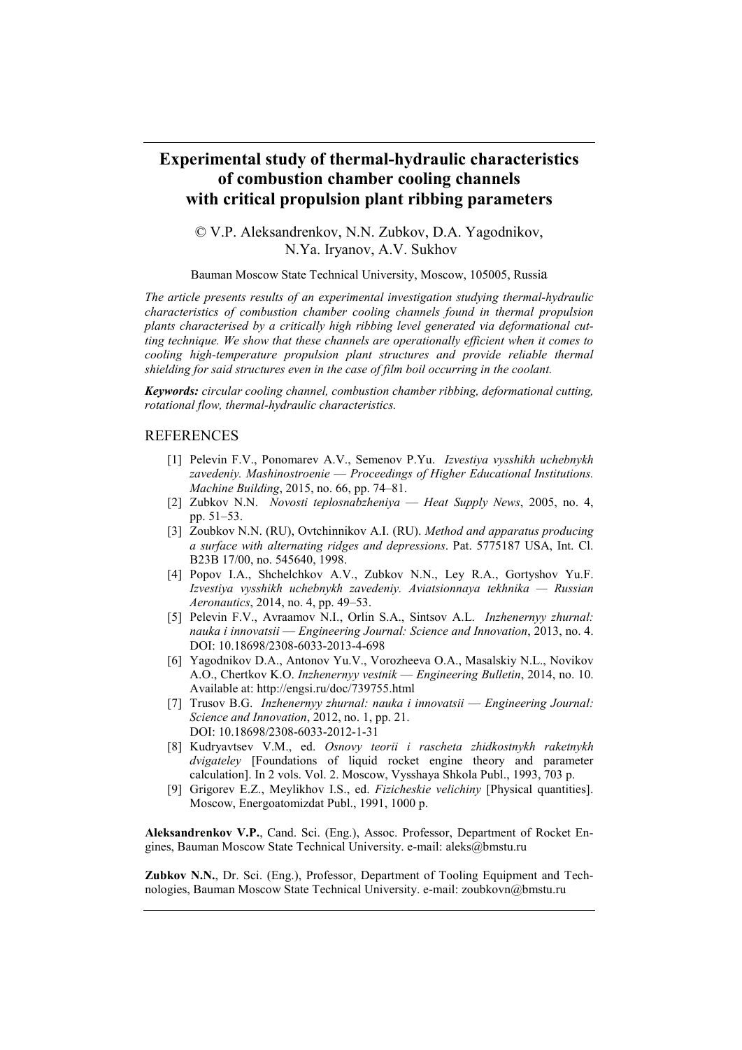# Experimental study of thermal-hydraulic characteristics of combustion chamber cooling channels with critical propulsion plant ribbing parameters

© V.P. Aleksandrenkov, N.N. Zubkov, D.A. Yagodnikov, N.Ya. Iryanov, A.V. Sukhov

Bauman Moscow State Technical University, Moscow, 105005, Russia

*The article presents results of an experimental investigation studying thermal-hydraulic characteristics of combustion chamber cooling channels found in thermal propulsion plants characterised by a critically high ribbing level generated via deformational cutting technique. We show that these channels are operationally efficient when it comes to cooling high-temperature propulsion plant structures and provide reliable thermal shielding for said structures even in the case of film boil occurring in the coolant.*

***Keywords:*** *circular cooling channel, combustion chamber ribbing, deformational cutting, rotational flow, thermal-hydraulic characteristics.*

## REFERENCES

[1] Pelevin F.V., Ponomarev A.V., Semenov P.Yu. *Izvestiya vysshikh uchebnykh zavedeniy. Mashinostroenie — Proceedings of Higher Educational Institutions. Machine Building*, 2015, no. 66, pp. 74–81.

[2] Zubkov N.N. *Novosti teplosnabzheniya — Heat Supply News*, 2005, no. 4, pp. 51–53.

[3] Zoubkov N.N. (RU), Ovtchinnikov A.I. (RU). *Method and apparatus producing a surface with alternating ridges and depressions*. Pat. 5775187 USA, Int. Cl. B23B 17/00, no. 545640, 1998.

[4] Popov I.A., Shchelchkov A.V., Zubkov N.N., Ley R.A., Gortyshov Yu.F. *Izvestiya vysshikh uchebnykh zavedeniy. Aviatsionnaya tekhnika — Russian Aeronautics*, 2014, no. 4, pp. 49–53.

[5] Pelevin F.V., Avraamov N.I., Orlin S.A., Sintsov A.L. *Inzhenernyy zhurnal: nauka i innovatsii — Engineering Journal: Science and Innovation*, 2013, no. 4. DOI: 10.18698/2308-6033-2013-4-698

[6] Yagodnikov D.A., Antonov Yu.V., Vorozheeva O.A., Masalskiy N.L., Novikov A.O., Chertkov K.O. *Inzhenernyy vestnik — Engineering Bulletin*, 2014, no. 10. Available at: http://engsi.ru/doc/739755.html

[7] Trusov B.G. *Inzhenernyy zhurnal: nauka i innovatsii — Engineering Journal: Science and Innovation*, 2012, no. 1, pp. 21. DOI: 10.18698/2308-6033-2012-1-31

[8] Kudryavtsev V.M., ed. *Osnovy teorii i rascheta zhidkostnykh raketnykh dvigateley* [Foundations of liquid rocket engine theory and parameter calculation]. In 2 vols. Vol. 2. Moscow, Vysshaya Shkola Publ., 1993, 703 p.

[9] Grigorev E.Z., Meylikhov I.S., ed. *Fizicheskie velichiny* [Physical quantities]. Moscow, Energoatomizdat Publ., 1991, 1000 p.

**Aleksandrenkov V.P.**, Cand. Sci. (Eng.), Assoc. Professor, Department of Rocket Engines, Bauman Moscow State Technical University. e-mail: aleks@bmstu.ru

**Zubkov N.N.**, Dr. Sci. (Eng.), Professor, Department of Tooling Equipment and Technologies, Bauman Moscow State Technical University. e-mail: zoubkovn@bmstu.ru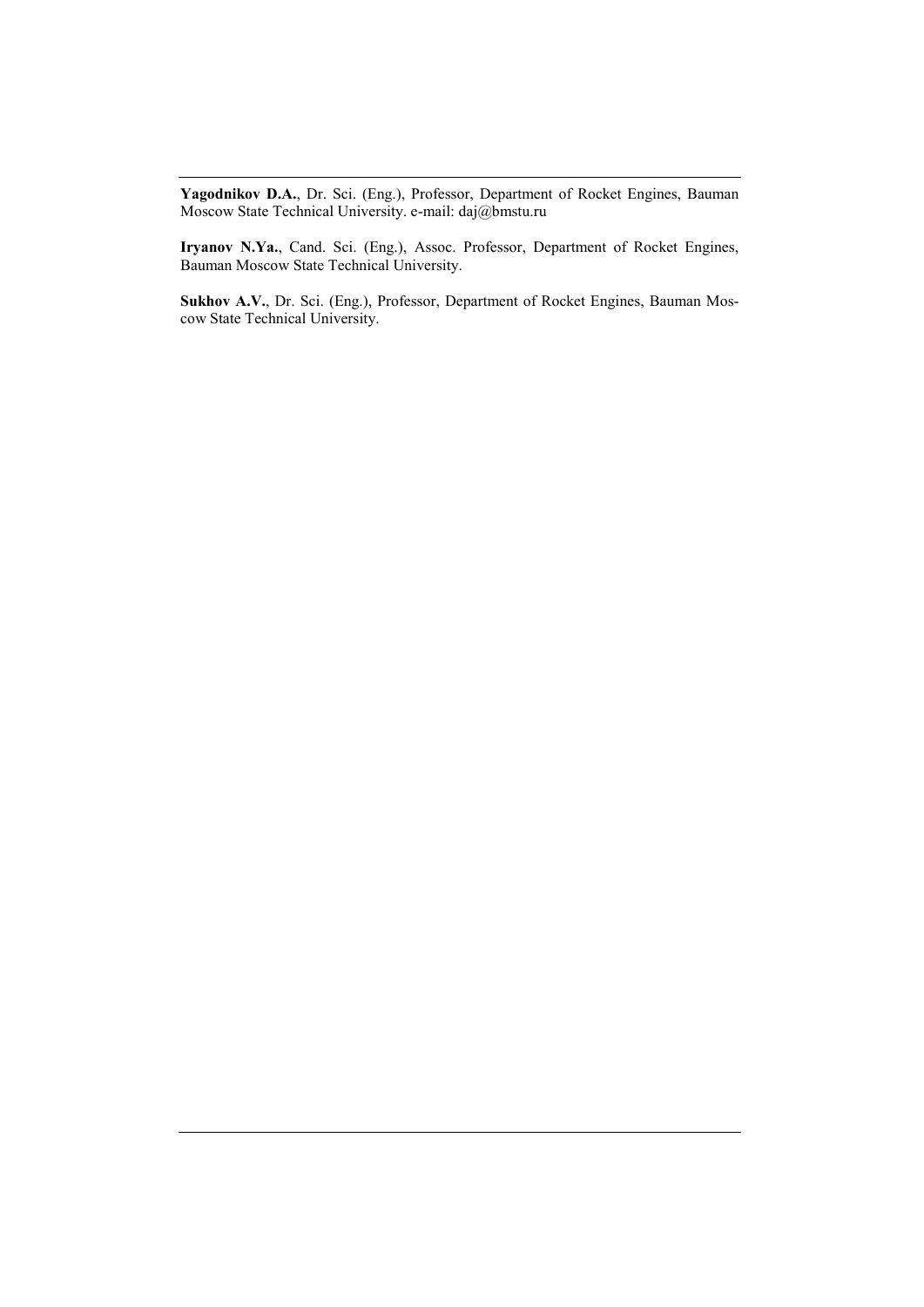**Yagodnikov D.A.**, Dr. Sci. (Eng.), Professor, Department of Rocket Engines, Bauman Moscow State Technical University. e-mail: daj@bmstu.ru

**Iryanov N.Ya.**, Cand. Sci. (Eng.), Assoc. Professor, Department of Rocket Engines, Bauman Moscow State Technical University.

**Sukhov A.V.**, Dr. Sci. (Eng.), Professor, Department of Rocket Engines, Bauman Moscow State Technical University.